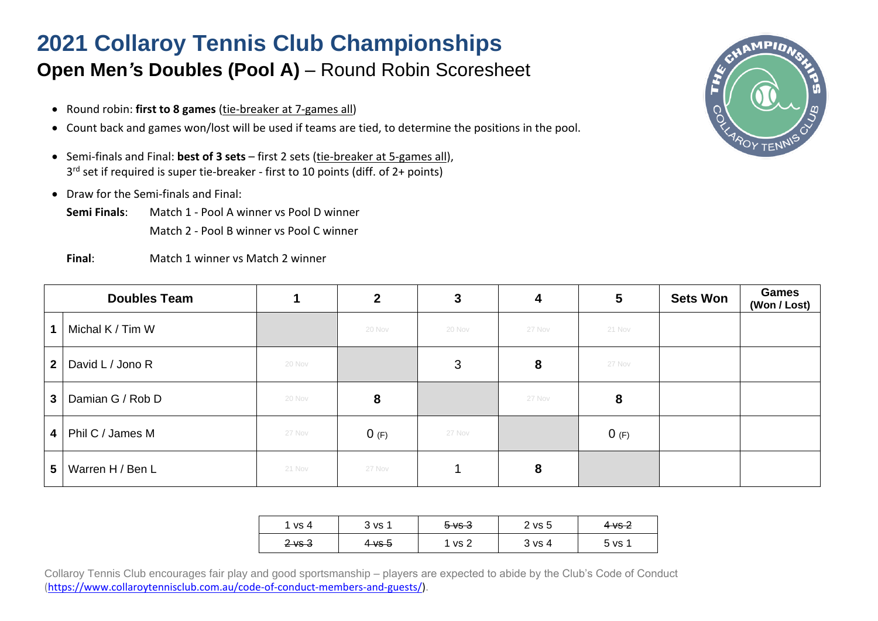# 2021 Collaroy Tennis Club Championships

## **Open Men's Doubles (Pool A)** – Round Robin Scoresheet

- Round robin: **first to 8 games** (tie-breaker at 7-games all)
- Count back and games won/lost will be used if teams are tied, to determine the positions in the pool.
- Semi-finals and Final: **best of 3 sets** – first 2 sets (tie-breaker at 5-games all), 3rd set if required is super tie-breaker - first to 10 points (diff. of 2+ points)
- Draw for the Semi-finals and Final:

  **Semi Finals**: Match 1 - Pool A winner vs Pool D winner

  Match 2 - Pool B winner vs Pool C winner

  **Final**: Match 1 winner vs Match 2 winner

| | Doubles Team | 1 | 2 | 3 | 4 | 5 | Sets Won | Games (Won / Lost) |
|---|---|---|---|---|---|---|---|---|
| 1 | Michal K / Tim W | | 20 Nov | 20 Nov | 27 Nov | 21 Nov | | |
| 2 | David L / Jono R | 20 Nov | | 3 | **8** | 27 Nov | | |
| 3 | Damian G / Rob D | 20 Nov | **8** | | 27 Nov | **8** | | |
| 4 | Phil C / James M | 27 Nov | 0 (F) | 27 Nov | | 0 (F) | | |
| 5 | Warren H / Ben L | 21 Nov | 27 Nov | 1 | **8** | | | |

| | | | | |
|---|---|---|---|---|
| 1 vs 4 | 3 vs 1 | ~~5 vs 3~~ | 2 vs 5 | ~~4 vs 2~~ |
| ~~2 vs 3~~ | ~~4 vs 5~~ | 1 vs 2 | 3 vs 4 | 5 vs 1 |

Collaroy Tennis Club encourages fair play and good sportsmanship – players are expected to abide by the Club's Code of Conduct (https://www.collaroytennisclub.com.au/code-of-conduct-members-and-guests/).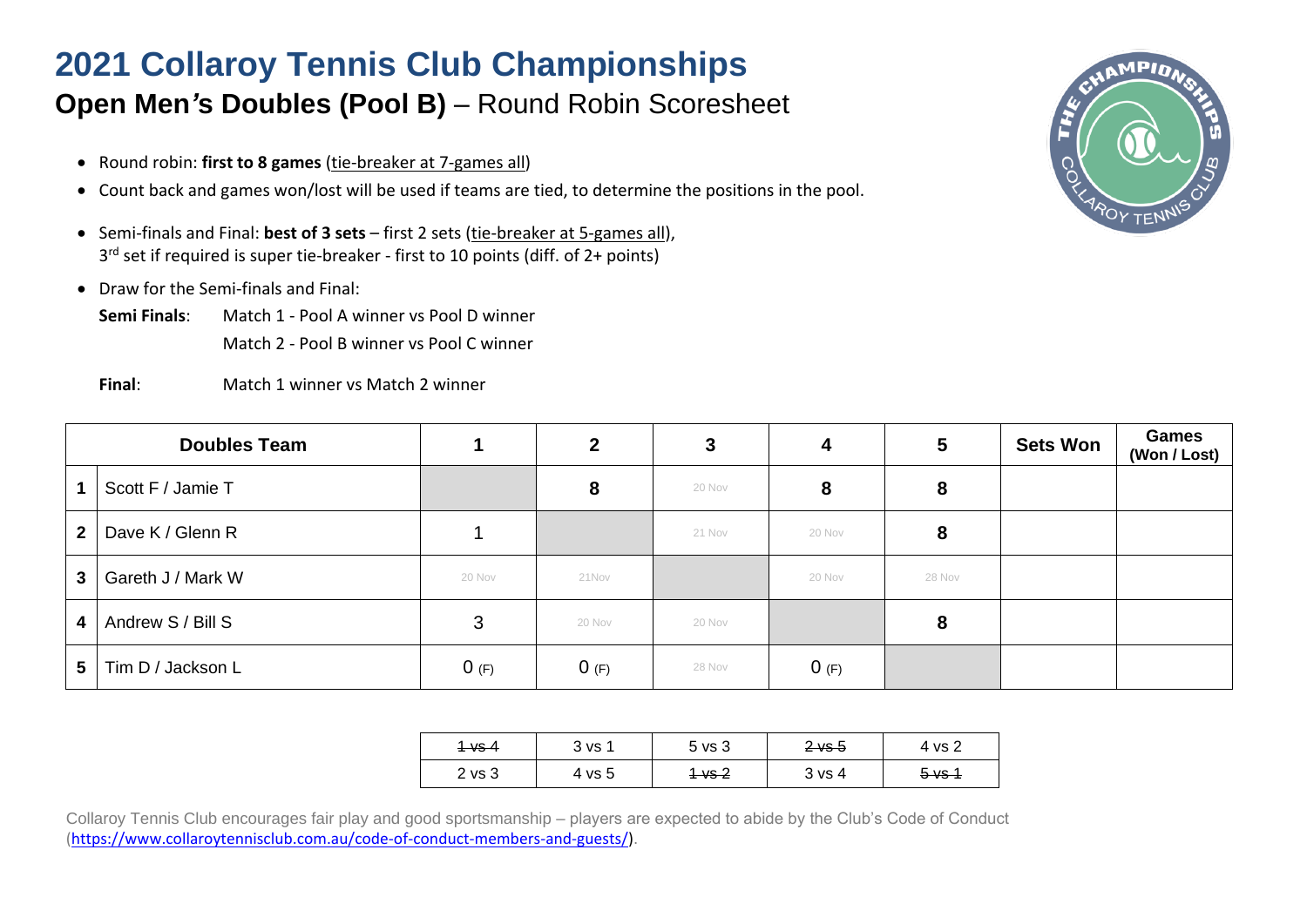# 2021 Collaroy Tennis Club Championships

## Open Men's Doubles (Pool B) – Round Robin Scoresheet

- Round robin: **first to 8 games** (tie-breaker at 7-games all)
- Count back and games won/lost will be used if teams are tied, to determine the positions in the pool.
- Semi-finals and Final: **best of 3 sets** – first 2 sets (tie-breaker at 5-games all), 3rd set if required is super tie-breaker - first to 10 points (diff. of 2+ points)
- Draw for the Semi-finals and Final:

  **Semi Finals**: Match 1 - Pool A winner vs Pool D winner
  Match 2 - Pool B winner vs Pool C winner

  **Final**: Match 1 winner vs Match 2 winner

| | Doubles Team | 1 | 2 | 3 | 4 | 5 | Sets Won | Games (Won / Lost) |
|---|---|---|---|---|---|---|---|---|
| 1 | Scott F / Jamie T | | 8 | 20 Nov | 8 | 8 | | |
| 2 | Dave K / Glenn R | 1 | | 21 Nov | 20 Nov | 8 | | |
| 3 | Gareth J / Mark W | 20 Nov | 21Nov | | 20 Nov | 28 Nov | | |
| 4 | Andrew S / Bill S | 3 | 20 Nov | 20 Nov | | 8 | | |
| 5 | Tim D / Jackson L | 0 (F) | 0 (F) | 28 Nov | 0 (F) | | | |

| | | | | |
|---|---|---|---|---|
| ~~1 vs 4~~ | 3 vs 1 | 5 vs 3 | ~~2 vs 5~~ | 4 vs 2 |
| 2 vs 3 | 4 vs 5 | ~~1 vs 2~~ | 3 vs 4 | ~~5 vs 1~~ |

Collaroy Tennis Club encourages fair play and good sportsmanship – players are expected to abide by the Club's Code of Conduct (https://www.collaroytennisclub.com.au/code-of-conduct-members-and-guests/).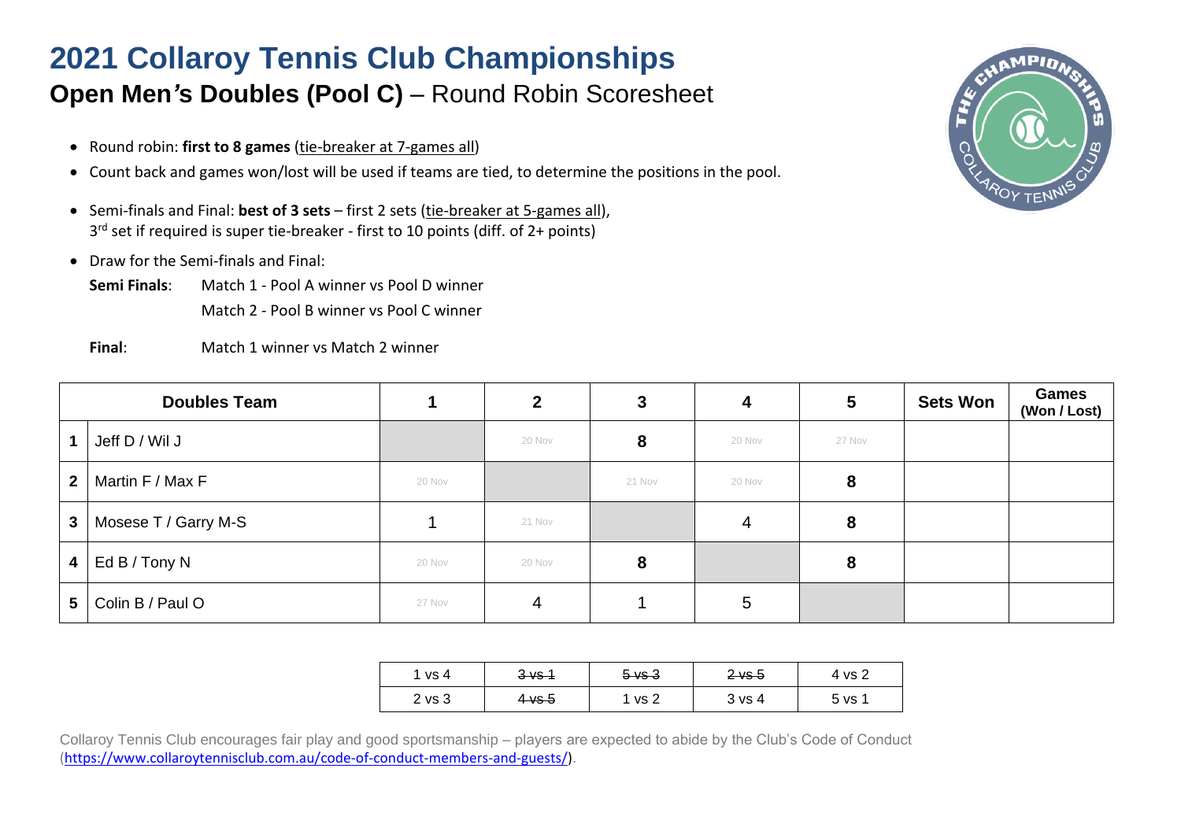# 2021 Collaroy Tennis Club Championships

## **Open Men's Doubles (Pool C)** – Round Robin Scoresheet

- Round robin: **first to 8 games** (tie-breaker at 7-games all)
- Count back and games won/lost will be used if teams are tied, to determine the positions in the pool.
- Semi-finals and Final: **best of 3 sets** – first 2 sets (tie-breaker at 5-games all), 3rd set if required is super tie-breaker - first to 10 points (diff. of 2+ points)
- Draw for the Semi-finals and Final:

**Semi Finals**: Match 1 - Pool A winner vs Pool D winner

Match 2 - Pool B winner vs Pool C winner

**Final**: Match 1 winner vs Match 2 winner

| | Doubles Team | 1 | 2 | 3 | 4 | 5 | Sets Won | Games (Won / Lost) |
|---|---|---|---|---|---|---|---|---|
| 1 | Jeff D / Wil J | | 20 Nov | **8** | 20 Nov | 27 Nov | | |
| 2 | Martin F / Max F | 20 Nov | | 21 Nov | 20 Nov | **8** | | |
| 3 | Mosese T / Garry M-S | 1 | 21 Nov | | 4 | **8** | | |
| 4 | Ed B / Tony N | 20 Nov | 20 Nov | **8** | | **8** | | |
| 5 | Colin B / Paul O | 27 Nov | 4 | 1 | 5 | | | |

| | | | | |
|---|---|---|---|---|
| 1 vs 4 | ~~3 vs 1~~ | ~~5 vs 3~~ | ~~2 vs 5~~ | 4 vs 2 |
| 2 vs 3 | ~~4 vs 5~~ | 1 vs 2 | 3 vs 4 | 5 vs 1 |

Collaroy Tennis Club encourages fair play and good sportsmanship – players are expected to abide by the Club's Code of Conduct (https://www.collaroytennisclub.com.au/code-of-conduct-members-and-guests/).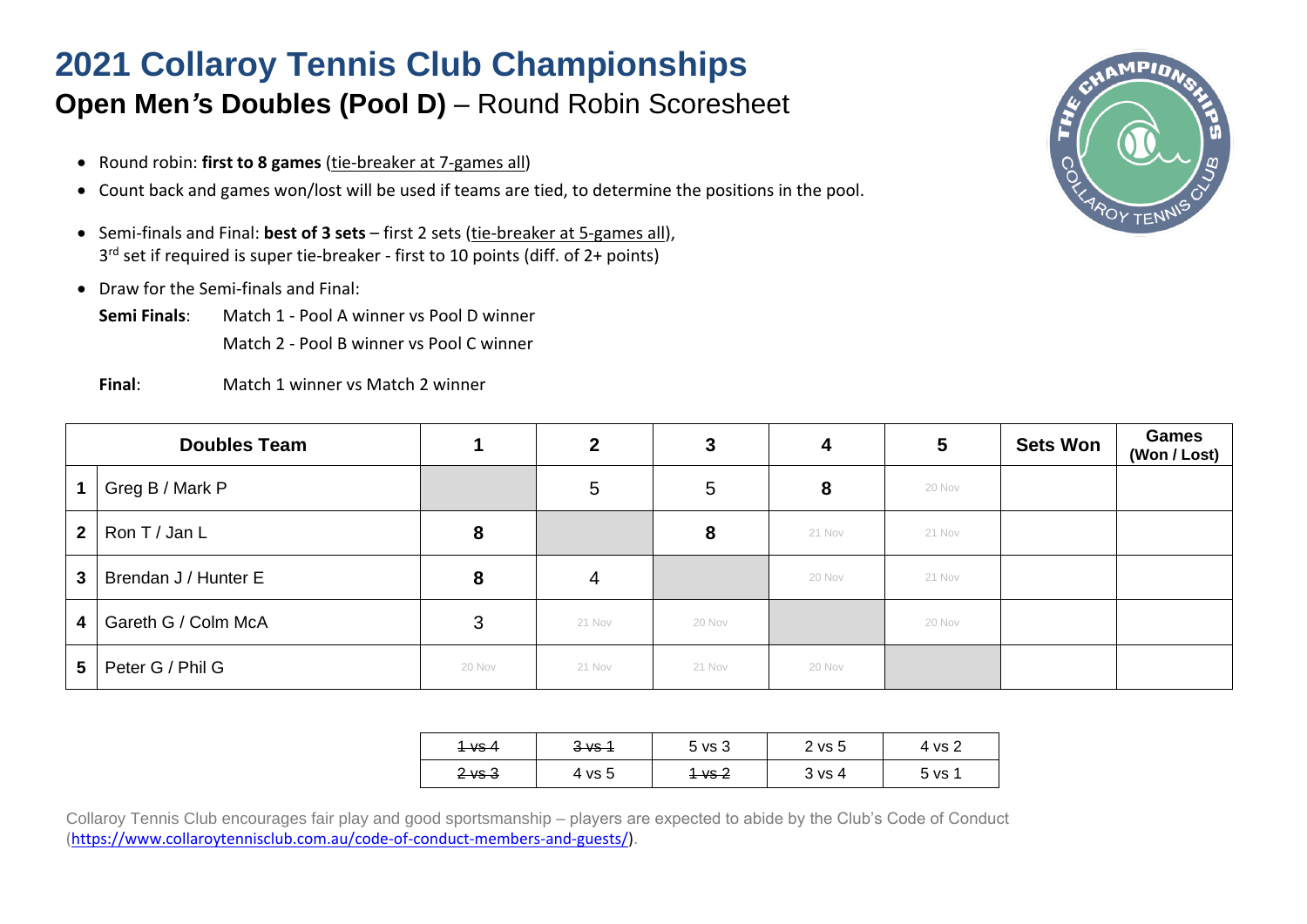# 2021 Collaroy Tennis Club Championships

## Open Men's Doubles (Pool D) – Round Robin Scoresheet

- Round robin: **first to 8 games** (tie-breaker at 7-games all)
- Count back and games won/lost will be used if teams are tied, to determine the positions in the pool.
- Semi-finals and Final: **best of 3 sets** – first 2 sets (tie-breaker at 5-games all), 3rd set if required is super tie-breaker - first to 10 points (diff. of 2+ points)
- Draw for the Semi-finals and Final:

**Semi Finals**: Match 1 - Pool A winner vs Pool D winner

Match 2 - Pool B winner vs Pool C winner

**Final**: Match 1 winner vs Match 2 winner

| | Doubles Team | 1 | 2 | 3 | 4 | 5 | Sets Won | Games (Won / Lost) |
|---|---|---|---|---|---|---|---|---|
| 1 | Greg B / Mark P | | 5 | 5 | **8** | 20 Nov | | |
| 2 | Ron T / Jan L | **8** | | **8** | 21 Nov | 21 Nov | | |
| 3 | Brendan J / Hunter E | **8** | 4 | | 20 Nov | 21 Nov | | |
| 4 | Gareth G / Colm McA | 3 | 21 Nov | 20 Nov | | 20 Nov | | |
| 5 | Peter G / Phil G | 20 Nov | 21 Nov | 21 Nov | 20 Nov | | | |

| | | | | |
|---|---|---|---|---|
| ~~1 vs 4~~ | ~~3 vs 1~~ | 5 vs 3 | 2 vs 5 | 4 vs 2 |
| ~~2 vs 3~~ | 4 vs 5 | ~~1 vs 2~~ | 3 vs 4 | 5 vs 1 |

Collaroy Tennis Club encourages fair play and good sportsmanship – players are expected to abide by the Club's Code of Conduct (https://www.collaroytennisclub.com.au/code-of-conduct-members-and-guests/).